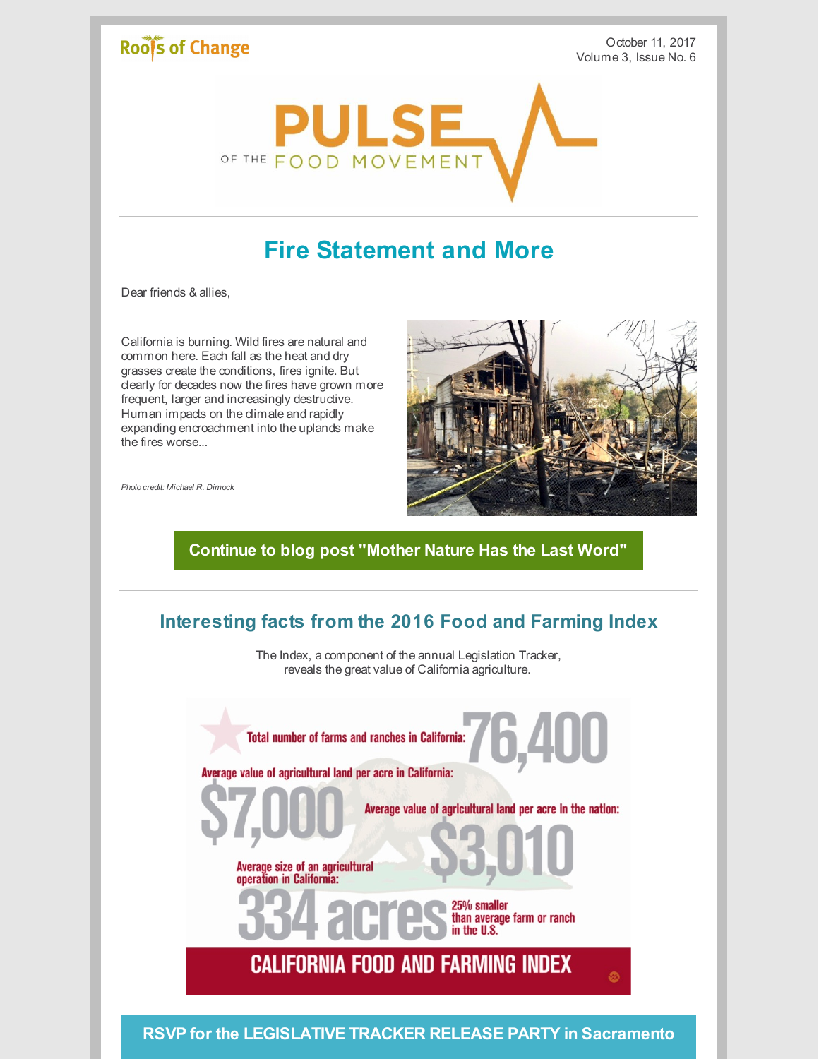Roots of Change

October 11, 2017
Volume 3, Issue No. 6

PULSE OF THE FOOD MOVEMENT

# Fire Statement and More

Dear friends & allies,

California is burning. Wild fires are natural and common here. Each fall as the heat and dry grasses create the conditions, fires ignite. But clearly for decades now the fires have grown more frequent, larger and increasingly destructive. Human impacts on the climate and rapidly expanding encroachment into the uplands make the fires worse...

*Photo credit: Michael R. Dimock*

**Continue to blog post "Mother Nature Has the Last Word"**

## Interesting facts from the 2016 Food and Farming Index

The Index, a component of the annual Legislation Tracker, reveals the great value of California agriculture.

Total number of farms and ranches in California: 76,400

Average value of agricultural land per acre in California: $7,000

Average value of agricultural land per acre in the nation: $3,010

Average size of an agricultural operation in California: 334 acres

25% smaller than average farm or ranch in the U.S.

CALIFORNIA FOOD AND FARMING INDEX

**RSVP for the LEGISLATIVE TRACKER RELEASE PARTY in Sacramento**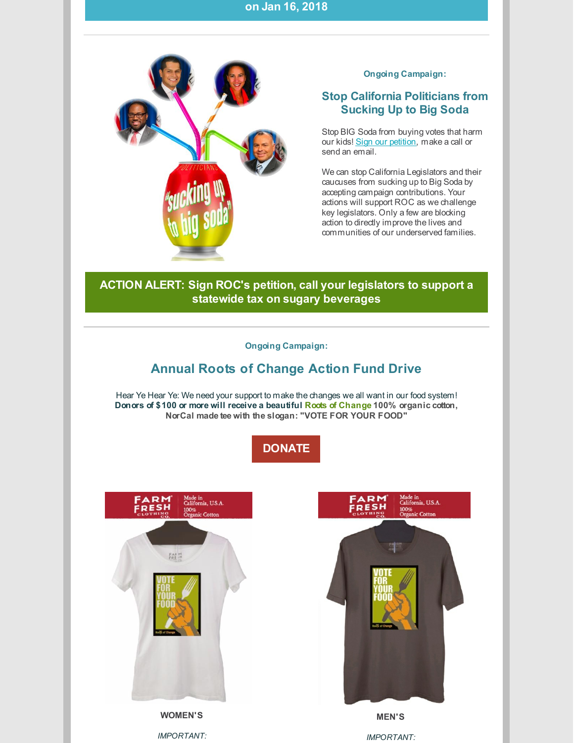on Jan 16, 2018

Ongoing Campaign:

## Stop California Politicians from Sucking Up to Big Soda

Stop BIG Soda from buying votes that harm our kids! Sign our petition, make a call or send an email.

We can stop California Legislators and their caucuses from sucking up to Big Soda by accepting campaign contributions. Your actions will support ROC as we challenge key legislators. Only a few are blocking action to directly improve the lives and communities of our underserved families.

**ACTION ALERT: Sign ROC's petition, call your legislators to support a statewide tax on sugary beverages**

Ongoing Campaign:

## Annual Roots of Change Action Fund Drive

Hear Ye Hear Ye: We need your support to make the changes we all want in our food system! **Donors of $100 or more will receive a beautiful Roots of Change 100% organic cotton, NorCal made tee with the slogan: "VOTE FOR YOUR FOOD"**

**DONATE**

**WOMEN'S**

*IMPORTANT:*

**MEN'S**

*IMPORTANT:*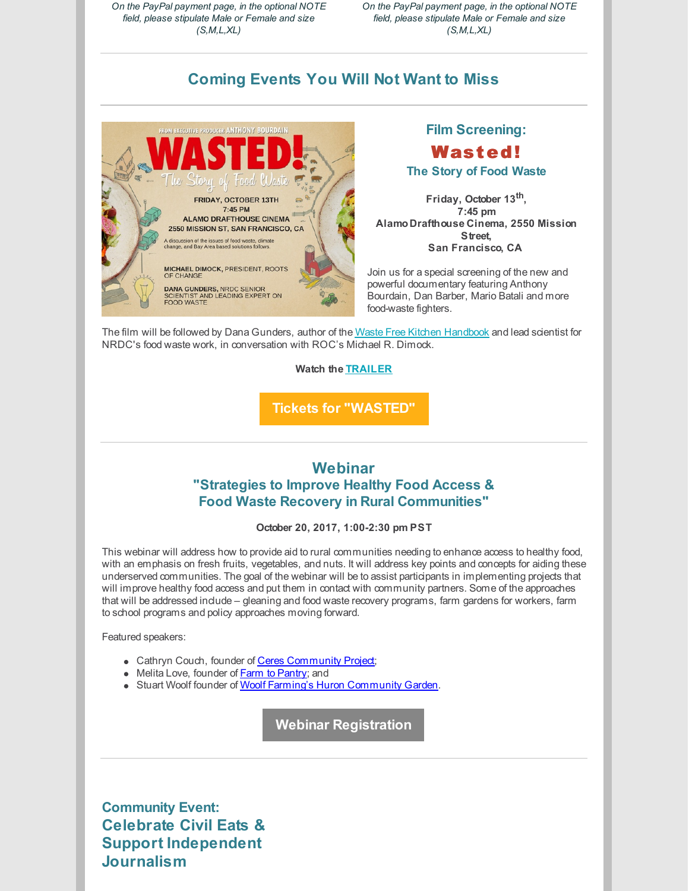*On the PayPal payment page, in the optional NOTE field, please stipulate Male or Female and size (S,M,L,XL)*

*On the PayPal payment page, in the optional NOTE field, please stipulate Male or Female and size (S,M,L,XL)*

## Coming Events You Will Not Want to Miss

### Film Screening:

### Wasted!

### The Story of Food Waste

**Friday, October 13th, 7:45 pm**
**Alamo Drafthouse Cinema, 2550 Mission Street, San Francisco, CA**

Join us for a special screening of the new and powerful documentary featuring Anthony Bourdain, Dan Barber, Mario Batali and more food-waste fighters.

The film will be followed by Dana Gunders, author of the Waste Free Kitchen Handbook and lead scientist for NRDC's food waste work, in conversation with ROC's Michael R. Dimock.

**Watch the TRAILER**

**Tickets for "WASTED"**

## Webinar
## "Strategies to Improve Healthy Food Access & Food Waste Recovery in Rural Communities"

**October 20, 2017, 1:00-2:30 pm PST**

This webinar will address how to provide aid to rural communities needing to enhance access to healthy food, with an emphasis on fresh fruits, vegetables, and nuts. It will address key points and concepts for aiding these underserved communities. The goal of the webinar will be to assist participants in implementing projects that will improve healthy food access and put them in contact with community partners. Some of the approaches that will be addressed include – gleaning and food waste recovery programs, farm gardens for workers, farm to school programs and policy approaches moving forward.

Featured speakers:

- Cathryn Couch, founder of Ceres Community Project;
- Melita Love, founder of Farm to Pantry; and
- Stuart Woolf founder of Woolf Farming's Huron Community Garden.

**Webinar Registration**

### Community Event:
## Celebrate Civil Eats & Support Independent Journalism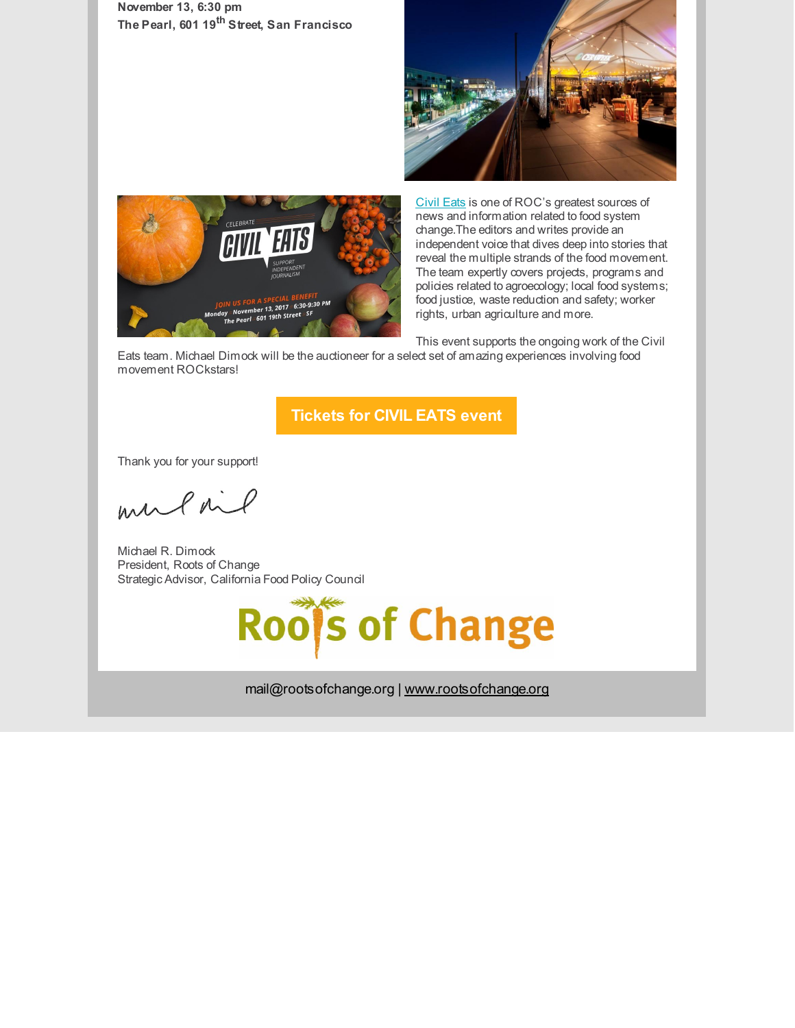**November 13, 6:30 pm**
**The Pearl, 601 19th Street, San Francisco**

[Civil Eats](#) is one of ROC's greatest sources of news and information related to food system change.The editors and writes provide an independent voice that dives deep into stories that reveal the multiple strands of the food movement. The team expertly covers projects, programs and policies related to agroecology; local food systems; food justice, waste reduction and safety; worker rights, urban agriculture and more.

This event supports the ongoing work of the Civil Eats team. Michael Dimock will be the auctioneer for a select set of amazing experiences involving food movement ROCkstars!

**Tickets for CIVIL EATS event**

Thank you for your support!

Michael R. Dimock
President, Roots of Change
Strategic Advisor, California Food Policy Council

Roots of Change

mail@rootsofchange.org | www.rootsofchange.org